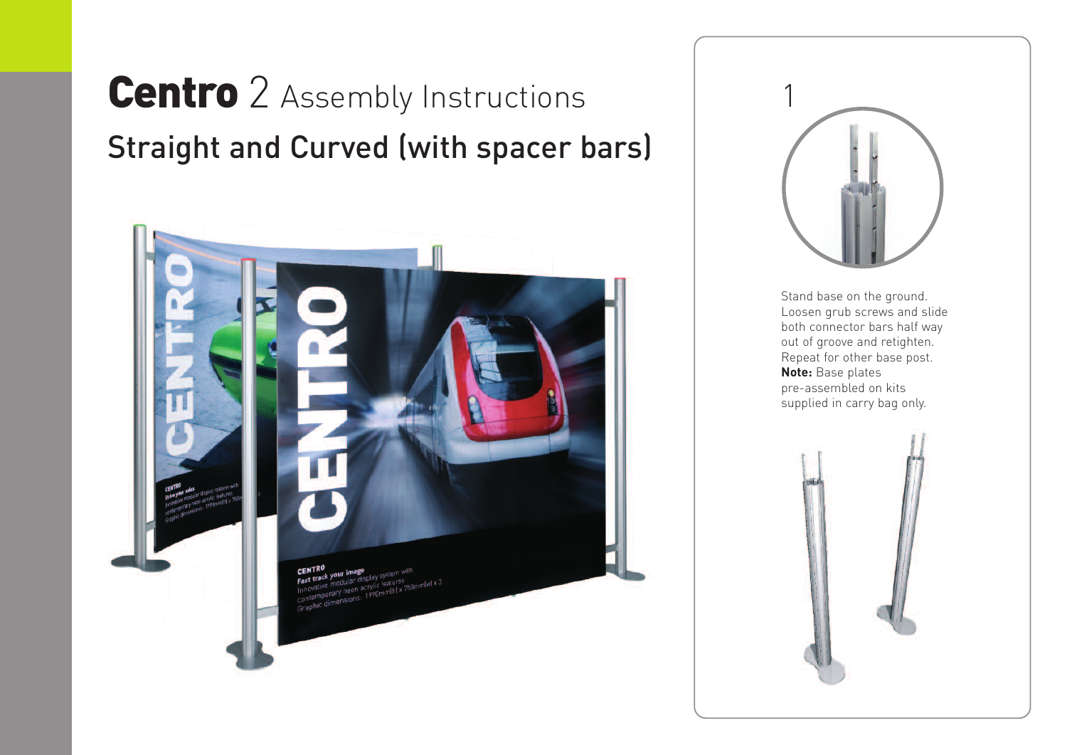# **Centro** 2 Assembly Instructions

## Straight and Curved (with spacer bars)

1

Stand base on the ground. Loosen grub screws and slide both connector bars half way out of groove and retighten. Repeat for other base post. **Note:** Base plates pre-assembled on kits supplied in carry bag only.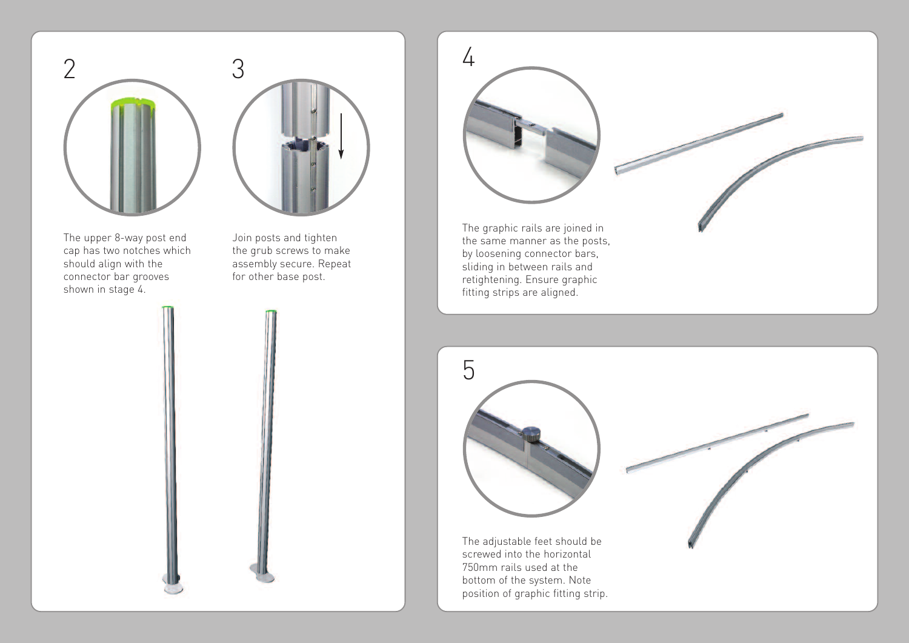## 2

The upper 8-way post end cap has two notches which should align with the connector bar grooves shown in stage 4.

## 3

Join posts and tighten the grub screws to make assembly secure. Repeat for other base post.

## 4

The graphic rails are joined in the same manner as the posts, by loosening connector bars, sliding in between rails and retightening. Ensure graphic fitting strips are aligned.

## 5

The adjustable feet should be screwed into the horizontal 750mm rails used at the bottom of the system. Note position of graphic fitting strip.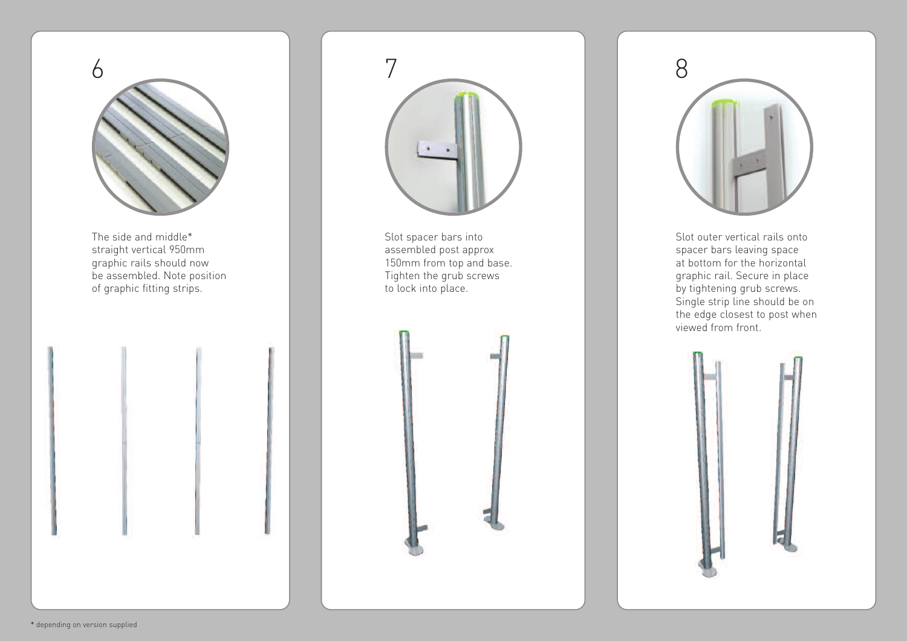## 6

The side and middle* straight vertical 950mm graphic rails should now be assembled. Note position of graphic fitting strips.

## 7

Slot spacer bars into assembled post approx 150mm from top and base. Tighten the grub screws to lock into place.

## 8

Slot outer vertical rails onto spacer bars leaving space at bottom for the horizontal graphic rail. Secure in place by tightening grub screws. Single strip line should be on the edge closest to post when viewed from front.

* depending on version supplied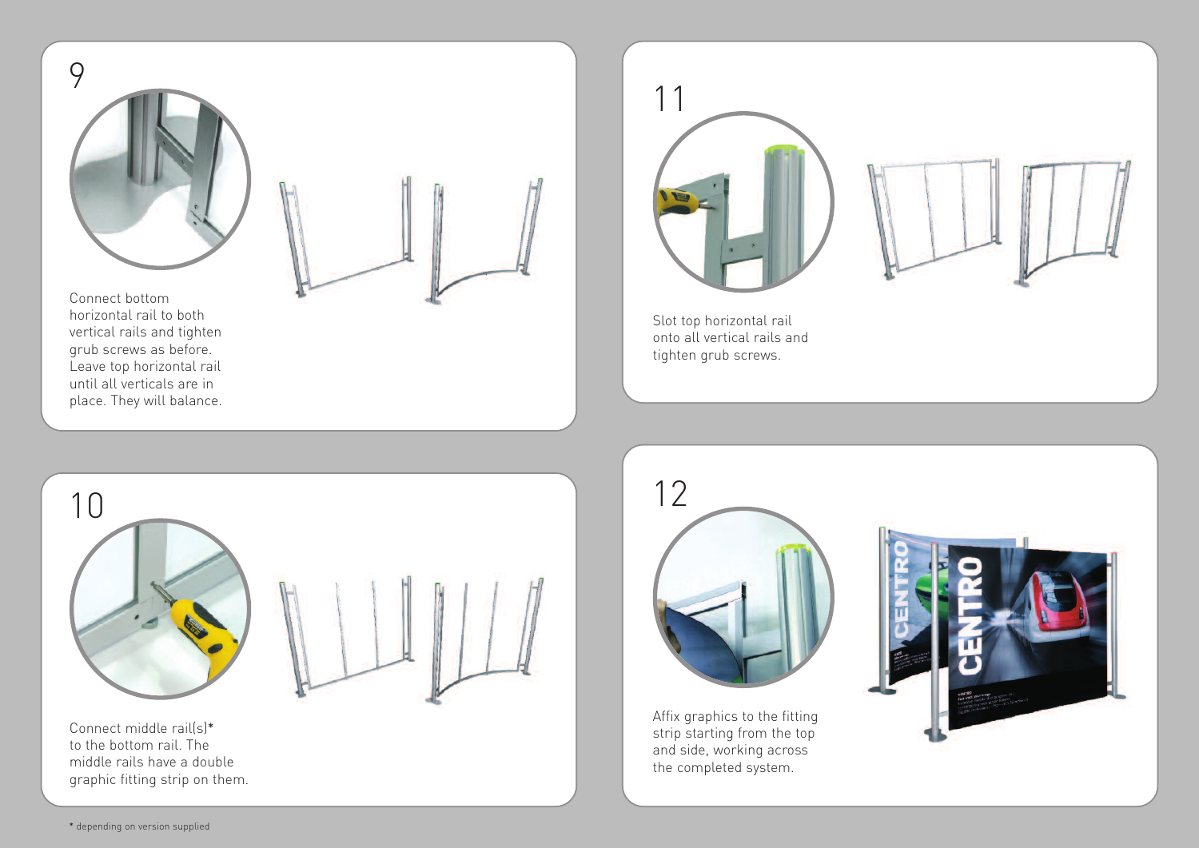## 9

Connect bottom horizontal rail to both vertical rails and tighten grub screws as before. Leave top horizontal rail until all verticals are in place. They will balance.

## 10

Connect middle rail(s)* to the bottom rail. The middle rails have a double graphic fitting strip on them.

## 11

Slot top horizontal rail onto all vertical rails and tighten grub screws.

## 12

Affix graphics to the fitting strip starting from the top and side, working across the completed system.

* depending on version supplied